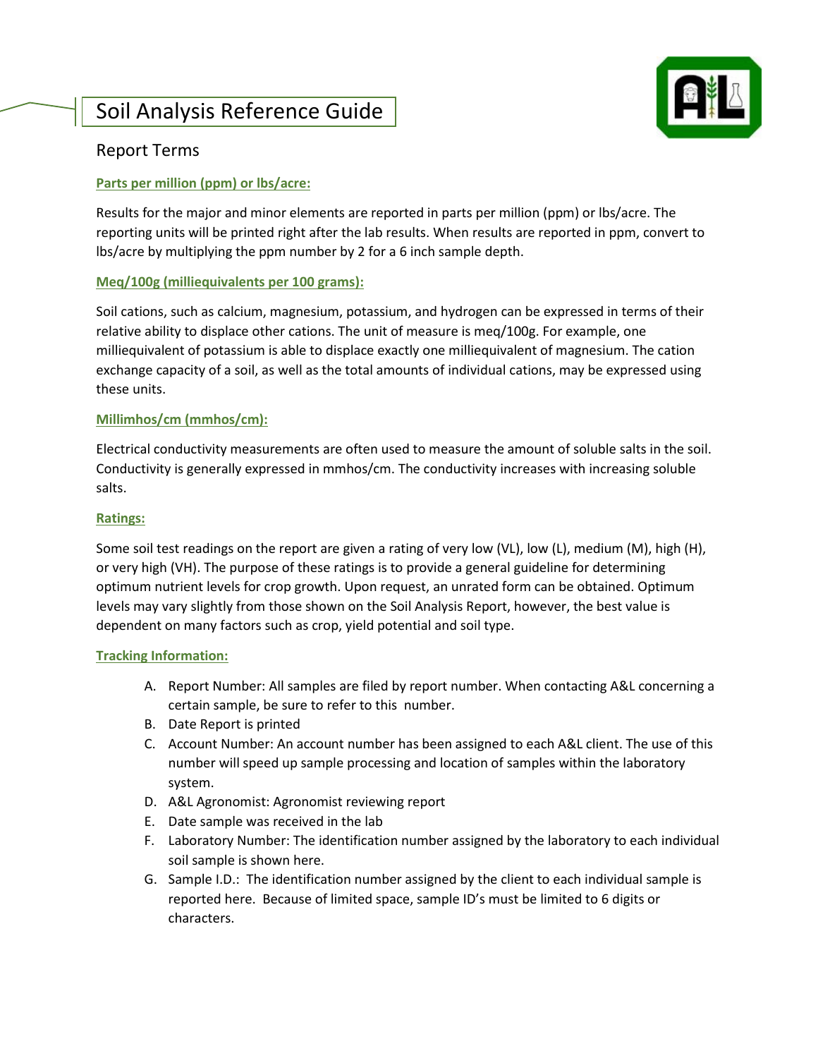# Soil Analysis Reference Guide

## Report Terms

### Parts per million (ppm) or lbs/acre:

Results for the major and minor elements are reported in parts per million (ppm) or lbs/acre. The reporting units will be printed right after the lab results. When results are reported in ppm, convert to lbs/acre by multiplying the ppm number by 2 for a 6 inch sample depth.

### Meq/100g (milliequivalents per 100 grams):

Soil cations, such as calcium, magnesium, potassium, and hydrogen can be expressed in terms of their relative ability to displace other cations. The unit of measure is meq/100g. For example, one milliequivalent of potassium is able to displace exactly one milliequivalent of magnesium. The cation exchange capacity of a soil, as well as the total amounts of individual cations, may be expressed using these units.

### Millimhos/cm (mmhos/cm):

Electrical conductivity measurements are often used to measure the amount of soluble salts in the soil. Conductivity is generally expressed in mmhos/cm. The conductivity increases with increasing soluble salts.

### Ratings:

Some soil test readings on the report are given a rating of very low (VL), low (L), medium (M), high (H), or very high (VH). The purpose of these ratings is to provide a general guideline for determining optimum nutrient levels for crop growth. Upon request, an unrated form can be obtained. Optimum levels may vary slightly from those shown on the Soil Analysis Report, however, the best value is dependent on many factors such as crop, yield potential and soil type.

### Tracking Information:

A. Report Number: All samples are filed by report number. When contacting A&L concerning a certain sample, be sure to refer to this number.
B. Date Report is printed
C. Account Number: An account number has been assigned to each A&L client. The use of this number will speed up sample processing and location of samples within the laboratory system.
D. A&L Agronomist: Agronomist reviewing report
E. Date sample was received in the lab
F. Laboratory Number: The identification number assigned by the laboratory to each individual soil sample is shown here.
G. Sample I.D.: The identification number assigned by the client to each individual sample is reported here. Because of limited space, sample ID's must be limited to 6 digits or characters.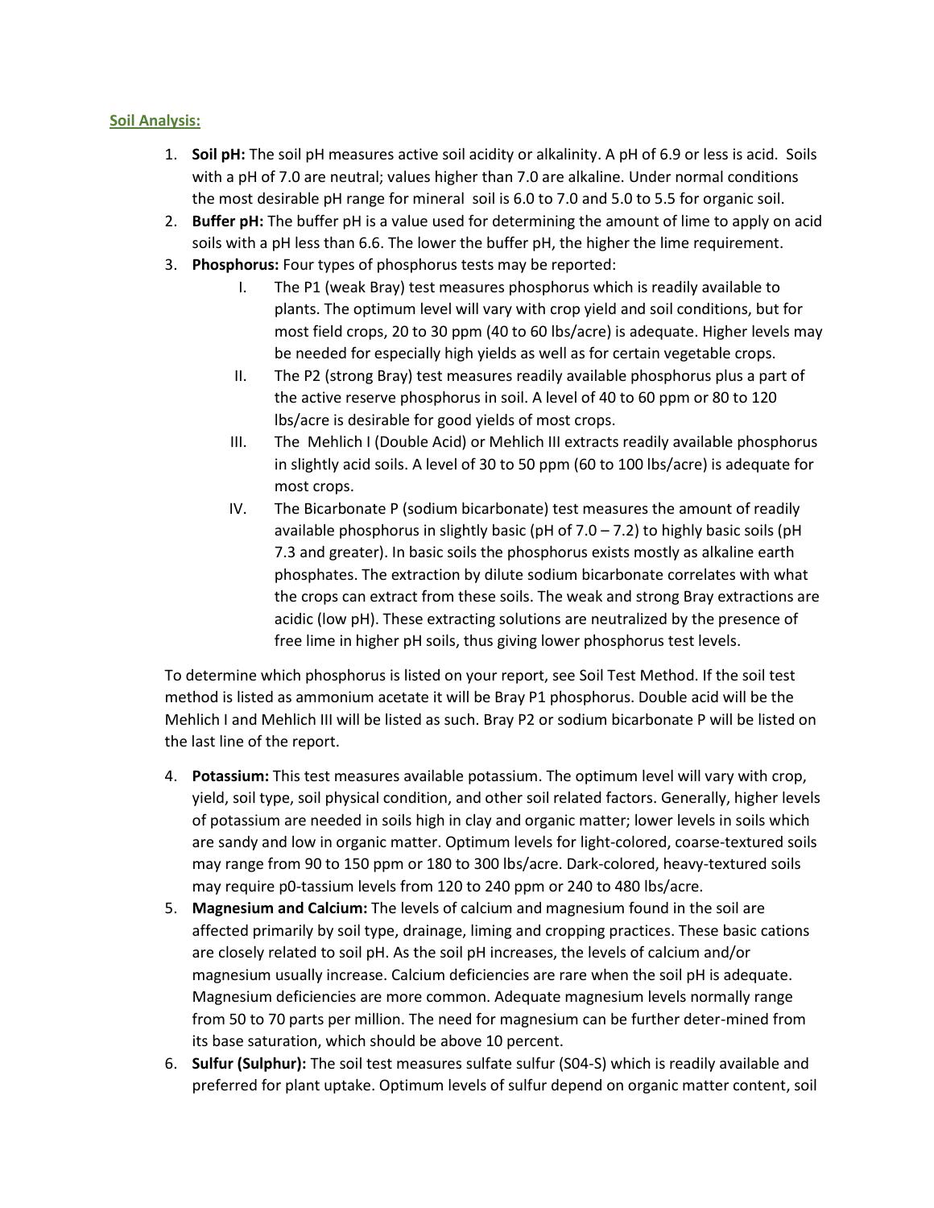**Soil Analysis:**

1. **Soil pH:** The soil pH measures active soil acidity or alkalinity. A pH of 6.9 or less is acid. Soils with a pH of 7.0 are neutral; values higher than 7.0 are alkaline. Under normal conditions the most desirable pH range for mineral soil is 6.0 to 7.0 and 5.0 to 5.5 for organic soil.
2. **Buffer pH:** The buffer pH is a value used for determining the amount of lime to apply on acid soils with a pH less than 6.6. The lower the buffer pH, the higher the lime requirement.
3. **Phosphorus:** Four types of phosphorus tests may be reported:
   I. The P1 (weak Bray) test measures phosphorus which is readily available to plants. The optimum level will vary with crop yield and soil conditions, but for most field crops, 20 to 30 ppm (40 to 60 lbs/acre) is adequate. Higher levels may be needed for especially high yields as well as for certain vegetable crops.
   II. The P2 (strong Bray) test measures readily available phosphorus plus a part of the active reserve phosphorus in soil. A level of 40 to 60 ppm or 80 to 120 lbs/acre is desirable for good yields of most crops.
   III. The Mehlich I (Double Acid) or Mehlich III extracts readily available phosphorus in slightly acid soils. A level of 30 to 50 ppm (60 to 100 lbs/acre) is adequate for most crops.
   IV. The Bicarbonate P (sodium bicarbonate) test measures the amount of readily available phosphorus in slightly basic (pH of 7.0 – 7.2) to highly basic soils (pH 7.3 and greater). In basic soils the phosphorus exists mostly as alkaline earth phosphates. The extraction by dilute sodium bicarbonate correlates with what the crops can extract from these soils. The weak and strong Bray extractions are acidic (low pH). These extracting solutions are neutralized by the presence of free lime in higher pH soils, thus giving lower phosphorus test levels.

To determine which phosphorus is listed on your report, see Soil Test Method. If the soil test method is listed as ammonium acetate it will be Bray P1 phosphorus. Double acid will be the Mehlich I and Mehlich III will be listed as such. Bray P2 or sodium bicarbonate P will be listed on the last line of the report.

4. **Potassium:** This test measures available potassium. The optimum level will vary with crop, yield, soil type, soil physical condition, and other soil related factors. Generally, higher levels of potassium are needed in soils high in clay and organic matter; lower levels in soils which are sandy and low in organic matter. Optimum levels for light-colored, coarse-textured soils may range from 90 to 150 ppm or 180 to 300 lbs/acre. Dark-colored, heavy-textured soils may require p0-tassium levels from 120 to 240 ppm or 240 to 480 lbs/acre.
5. **Magnesium and Calcium:** The levels of calcium and magnesium found in the soil are affected primarily by soil type, drainage, liming and cropping practices. These basic cations are closely related to soil pH. As the soil pH increases, the levels of calcium and/or magnesium usually increase. Calcium deficiencies are rare when the soil pH is adequate. Magnesium deficiencies are more common. Adequate magnesium levels normally range from 50 to 70 parts per million. The need for magnesium can be further deter-mined from its base saturation, which should be above 10 percent.
6. **Sulfur (Sulphur):** The soil test measures sulfate sulfur ($SO_4$-S) which is readily available and preferred for plant uptake. Optimum levels of sulfur depend on organic matter content, soil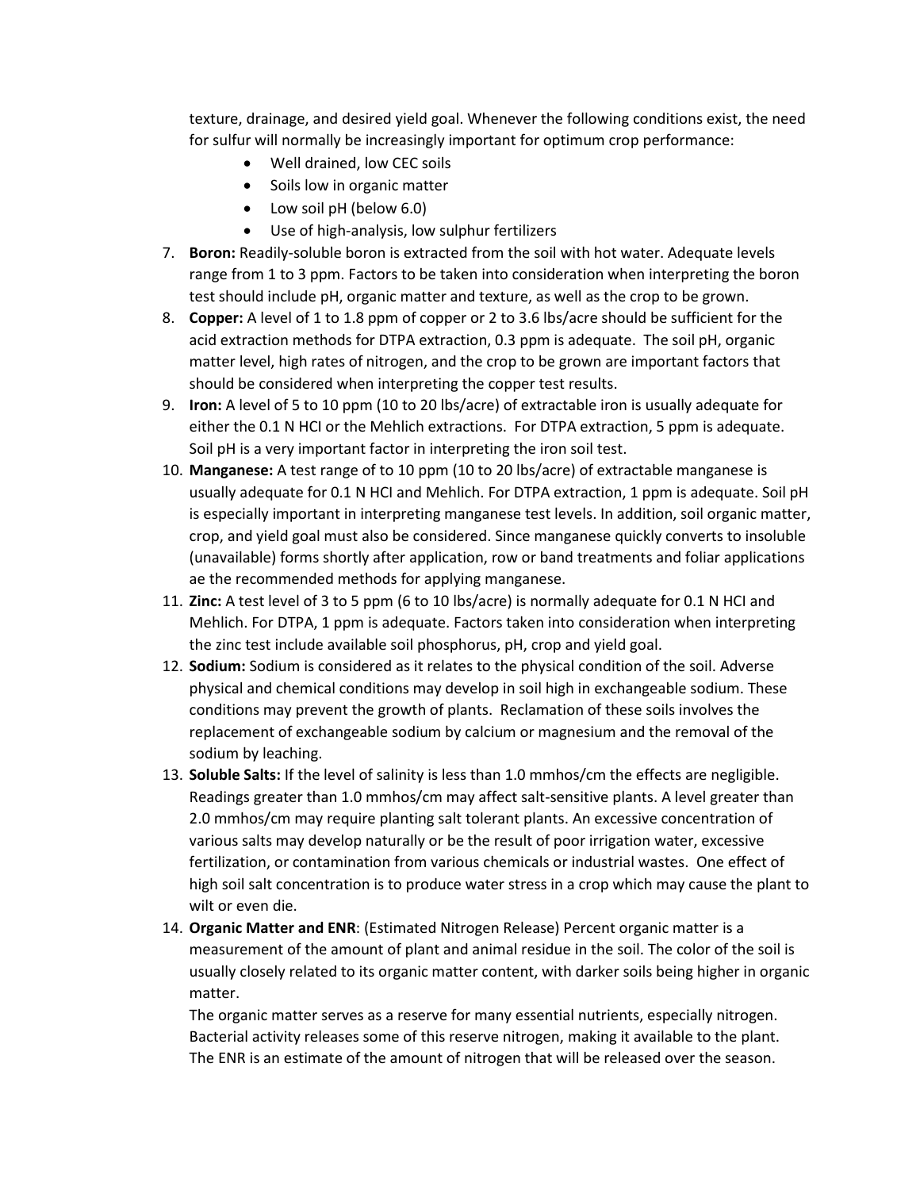texture, drainage, and desired yield goal. Whenever the following conditions exist, the need for sulfur will normally be increasingly important for optimum crop performance:

- Well drained, low CEC soils
- Soils low in organic matter
- Low soil pH (below 6.0)
- Use of high-analysis, low sulphur fertilizers

7. **Boron:** Readily-soluble boron is extracted from the soil with hot water. Adequate levels range from 1 to 3 ppm. Factors to be taken into consideration when interpreting the boron test should include pH, organic matter and texture, as well as the crop to be grown.
8. **Copper:** A level of 1 to 1.8 ppm of copper or 2 to 3.6 lbs/acre should be sufficient for the acid extraction methods for DTPA extraction, 0.3 ppm is adequate. The soil pH, organic matter level, high rates of nitrogen, and the crop to be grown are important factors that should be considered when interpreting the copper test results.
9. **Iron:** A level of 5 to 10 ppm (10 to 20 lbs/acre) of extractable iron is usually adequate for either the 0.1 N HCI or the Mehlich extractions. For DTPA extraction, 5 ppm is adequate. Soil pH is a very important factor in interpreting the iron soil test.
10. **Manganese:** A test range of to 10 ppm (10 to 20 lbs/acre) of extractable manganese is usually adequate for 0.1 N HCI and Mehlich. For DTPA extraction, 1 ppm is adequate. Soil pH is especially important in interpreting manganese test levels. In addition, soil organic matter, crop, and yield goal must also be considered. Since manganese quickly converts to insoluble (unavailable) forms shortly after application, row or band treatments and foliar applications ae the recommended methods for applying manganese.
11. **Zinc:** A test level of 3 to 5 ppm (6 to 10 lbs/acre) is normally adequate for 0.1 N HCI and Mehlich. For DTPA, 1 ppm is adequate. Factors taken into consideration when interpreting the zinc test include available soil phosphorus, pH, crop and yield goal.
12. **Sodium:** Sodium is considered as it relates to the physical condition of the soil. Adverse physical and chemical conditions may develop in soil high in exchangeable sodium. These conditions may prevent the growth of plants. Reclamation of these soils involves the replacement of exchangeable sodium by calcium or magnesium and the removal of the sodium by leaching.
13. **Soluble Salts:** If the level of salinity is less than 1.0 mmhos/cm the effects are negligible. Readings greater than 1.0 mmhos/cm may affect salt-sensitive plants. A level greater than 2.0 mmhos/cm may require planting salt tolerant plants. An excessive concentration of various salts may develop naturally or be the result of poor irrigation water, excessive fertilization, or contamination from various chemicals or industrial wastes. One effect of high soil salt concentration is to produce water stress in a crop which may cause the plant to wilt or even die.
14. **Organic Matter and ENR**: (Estimated Nitrogen Release) Percent organic matter is a measurement of the amount of plant and animal residue in the soil. The color of the soil is usually closely related to its organic matter content, with darker soils being higher in organic matter.

    The organic matter serves as a reserve for many essential nutrients, especially nitrogen. Bacterial activity releases some of this reserve nitrogen, making it available to the plant. The ENR is an estimate of the amount of nitrogen that will be released over the season.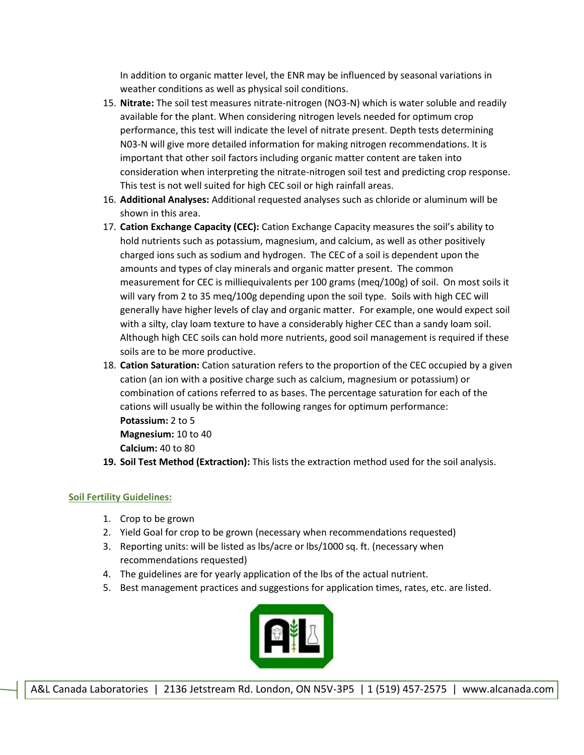In addition to organic matter level, the ENR may be influenced by seasonal variations in weather conditions as well as physical soil conditions.

15. **Nitrate:** The soil test measures nitrate-nitrogen ($NO_3$-N) which is water soluble and readily available for the plant. When considering nitrogen levels needed for optimum crop performance, this test will indicate the level of nitrate present. Depth tests determining N03-N will give more detailed information for making nitrogen recommendations. It is important that other soil factors including organic matter content are taken into consideration when interpreting the nitrate-nitrogen soil test and predicting crop response. This test is not well suited for high CEC soil or high rainfall areas.
16. **Additional Analyses:** Additional requested analyses such as chloride or aluminum will be shown in this area.
17. **Cation Exchange Capacity (CEC):** Cation Exchange Capacity measures the soil's ability to hold nutrients such as potassium, magnesium, and calcium, as well as other positively charged ions such as sodium and hydrogen. The CEC of a soil is dependent upon the amounts and types of clay minerals and organic matter present. The common measurement for CEC is milliequivalents per 100 grams (meq/100g) of soil. On most soils it will vary from 2 to 35 meq/100g depending upon the soil type. Soils with high CEC will generally have higher levels of clay and organic matter. For example, one would expect soil with a silty, clay loam texture to have a considerably higher CEC than a sandy loam soil. Although high CEC soils can hold more nutrients, good soil management is required if these soils are to be more productive.
18. **Cation Saturation:** Cation saturation refers to the proportion of the CEC occupied by a given cation (an ion with a positive charge such as calcium, magnesium or potassium) or combination of cations referred to as bases. The percentage saturation for each of the cations will usually be within the following ranges for optimum performance:
    **Potassium:** 2 to 5
    **Magnesium:** 10 to 40
    **Calcium:** 40 to 80
19. **Soil Test Method (Extraction):** This lists the extraction method used for the soil analysis.

## Soil Fertility Guidelines:

1. Crop to be grown
2. Yield Goal for crop to be grown (necessary when recommendations requested)
3. Reporting units: will be listed as lbs/acre or lbs/1000 sq. ft. (necessary when recommendations requested)
4. The guidelines are for yearly application of the lbs of the actual nutrient.
5. Best management practices and suggestions for application times, rates, etc. are listed.